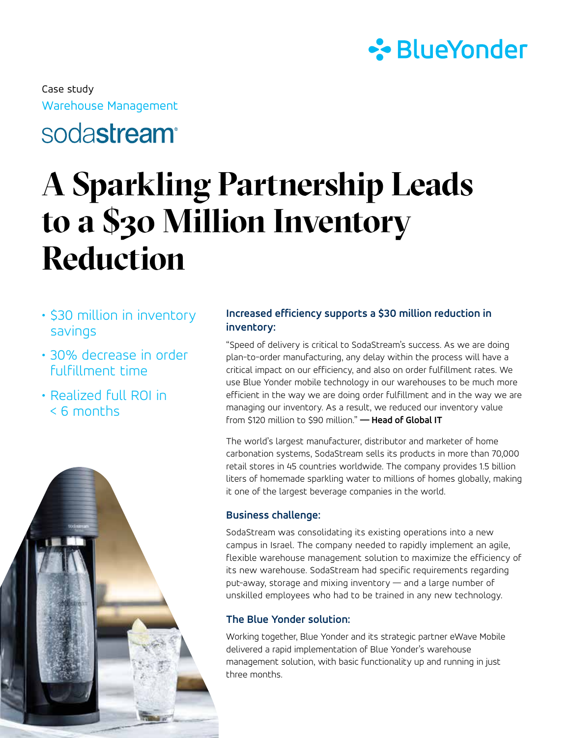Case study

Warehouse Management

sodastream

# A Sparkling Partnership Leads to a $30 Million Inventory Reduction

- $30 million in inventory savings
- 30% decrease in order fulfillment time
- Realized full ROI in < 6 months

### Increased efficiency supports a $30 million reduction in inventory:

"Speed of delivery is critical to SodaStream's success. As we are doing plan-to-order manufacturing, any delay within the process will have a critical impact on our efficiency, and also on order fulfillment rates. We use Blue Yonder mobile technology in our warehouses to be much more efficient in the way we are doing order fulfillment and in the way we are managing our inventory. As a result, we reduced our inventory value from $120 million to $90 million." **— Head of Global IT**

The world's largest manufacturer, distributor and marketer of home carbonation systems, SodaStream sells its products in more than 70,000 retail stores in 45 countries worldwide. The company provides 1.5 billion liters of homemade sparkling water to millions of homes globally, making it one of the largest beverage companies in the world.

### Business challenge:

SodaStream was consolidating its existing operations into a new campus in Israel. The company needed to rapidly implement an agile, flexible warehouse management solution to maximize the efficiency of its new warehouse. SodaStream had specific requirements regarding put-away, storage and mixing inventory — and a large number of unskilled employees who had to be trained in any new technology.

### The Blue Yonder solution:

Working together, Blue Yonder and its strategic partner eWave Mobile delivered a rapid implementation of Blue Yonder's warehouse management solution, with basic functionality up and running in just three months.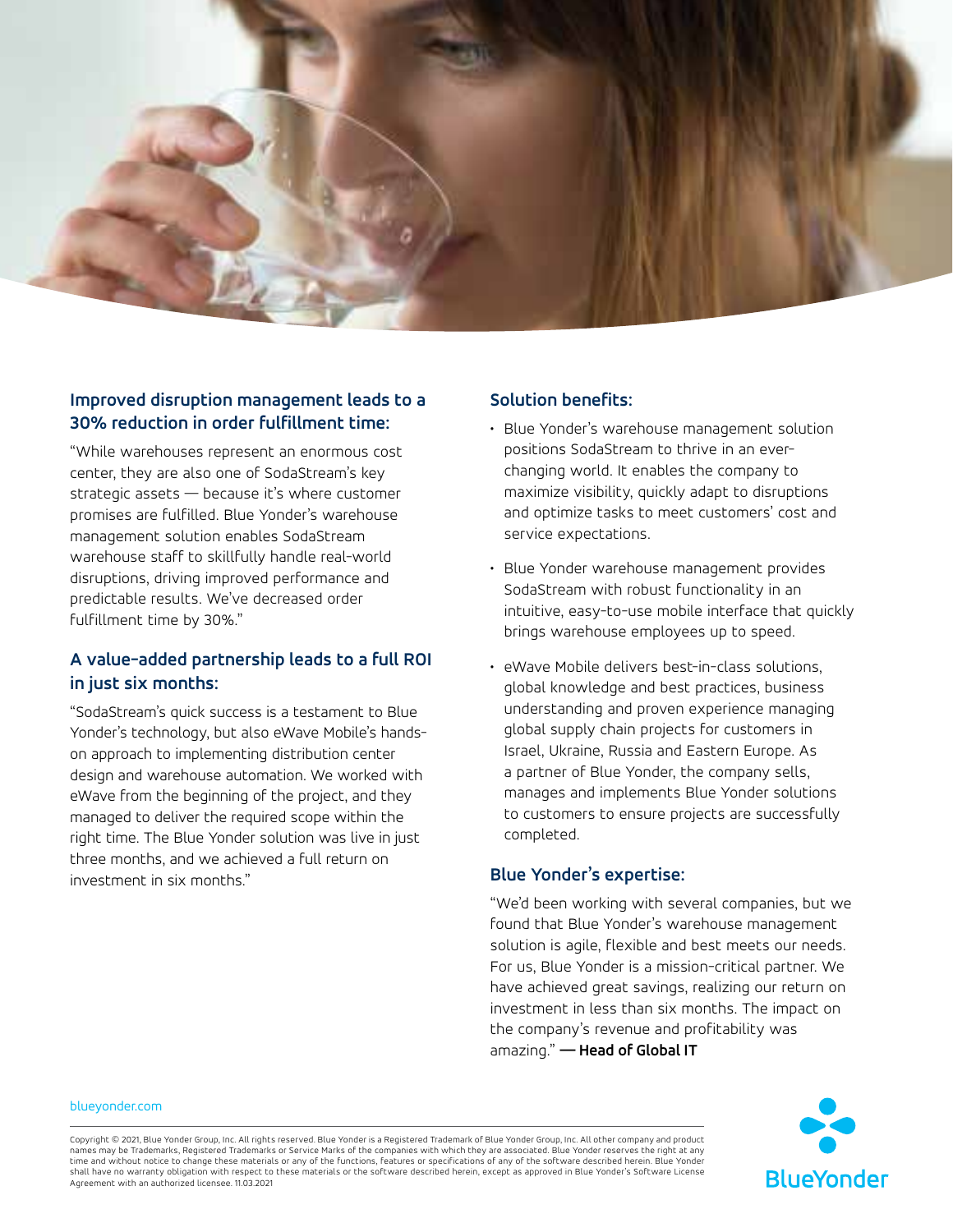## Improved disruption management leads to a 30% reduction in order fulfillment time:

"While warehouses represent an enormous cost center, they are also one of SodaStream's key strategic assets — because it's where customer promises are fulfilled. Blue Yonder's warehouse management solution enables SodaStream warehouse staff to skillfully handle real-world disruptions, driving improved performance and predictable results. We've decreased order fulfillment time by 30%."

## A value-added partnership leads to a full ROI in just six months:

"SodaStream's quick success is a testament to Blue Yonder's technology, but also eWave Mobile's hands-on approach to implementing distribution center design and warehouse automation. We worked with eWave from the beginning of the project, and they managed to deliver the required scope within the right time. The Blue Yonder solution was live in just three months, and we achieved a full return on investment in six months."

## Solution benefits:

- Blue Yonder's warehouse management solution positions SodaStream to thrive in an ever-changing world. It enables the company to maximize visibility, quickly adapt to disruptions and optimize tasks to meet customers' cost and service expectations.
- Blue Yonder warehouse management provides SodaStream with robust functionality in an intuitive, easy-to-use mobile interface that quickly brings warehouse employees up to speed.
- eWave Mobile delivers best-in-class solutions, global knowledge and best practices, business understanding and proven experience managing global supply chain projects for customers in Israel, Ukraine, Russia and Eastern Europe. As a partner of Blue Yonder, the company sells, manages and implements Blue Yonder solutions to customers to ensure projects are successfully completed.

## Blue Yonder's expertise:

"We'd been working with several companies, but we found that Blue Yonder's warehouse management solution is agile, flexible and best meets our needs. For us, Blue Yonder is a mission-critical partner. We have achieved great savings, realizing our return on investment in less than six months. The impact on the company's revenue and profitability was amazing." **— Head of Global IT**

blueyonder.com

Copyright © 2021, Blue Yonder Group, Inc. All rights reserved. Blue Yonder is a Registered Trademark of Blue Yonder Group, Inc. All other company and product names may be Trademarks, Registered Trademarks or Service Marks of the companies with which they are associated. Blue Yonder reserves the right at any time and without notice to change these materials or any of the functions, features or specifications of any of the software described herein. Blue Yonder shall have no warranty obligation with respect to these materials or the software described herein, except as approved in Blue Yonder's Software License Agreement with an authorized licensee. 11.03.2021

BlueYonder